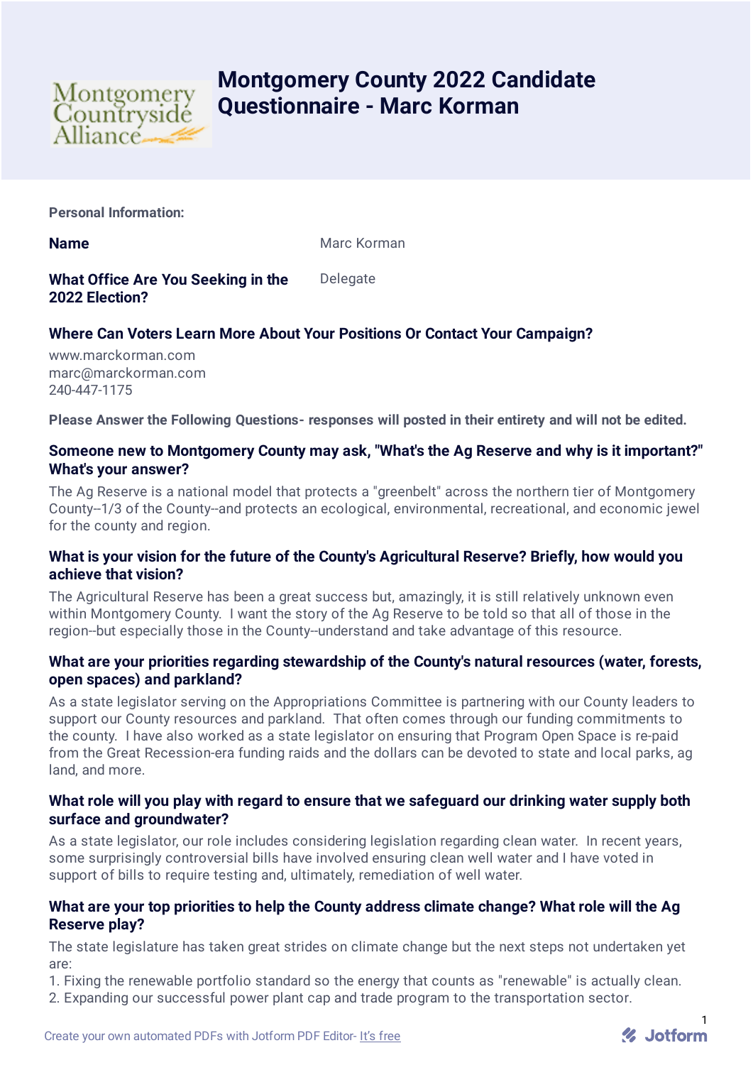# Montgomery County 2022 Candidate Questionnaire - Marc Korman

**Personal Information:**

**Name** Marc Korman

**What Office Are You Seeking in the 2022 Election?** Delegate

**Where Can Voters Learn More About Your Positions Or Contact Your Campaign?**

www.marckorman.com
marc@marckorman.com
240-447-1175

**Please Answer the Following Questions- responses will posted in their entirety and will not be edited.**

**Someone new to Montgomery County may ask, "What's the Ag Reserve and why is it important?" What's your answer?**

The Ag Reserve is a national model that protects a "greenbelt" across the northern tier of Montgomery County--1/3 of the County--and protects an ecological, environmental, recreational, and economic jewel for the county and region.

**What is your vision for the future of the County's Agricultural Reserve? Briefly, how would you achieve that vision?**

The Agricultural Reserve has been a great success but, amazingly, it is still relatively unknown even within Montgomery County. I want the story of the Ag Reserve to be told so that all of those in the region--but especially those in the County--understand and take advantage of this resource.

**What are your priorities regarding stewardship of the County's natural resources (water, forests, open spaces) and parkland?**

As a state legislator serving on the Appropriations Committee is partnering with our County leaders to support our County resources and parkland. That often comes through our funding commitments to the county. I have also worked as a state legislator on ensuring that Program Open Space is re-paid from the Great Recession-era funding raids and the dollars can be devoted to state and local parks, ag land, and more.

**What role will you play with regard to ensure that we safeguard our drinking water supply both surface and groundwater?**

As a state legislator, our role includes considering legislation regarding clean water. In recent years, some surprisingly controversial bills have involved ensuring clean well water and I have voted in support of bills to require testing and, ultimately, remediation of well water.

**What are your top priorities to help the County address climate change? What role will the Ag Reserve play?**

The state legislature has taken great strides on climate change but the next steps not undertaken yet are:

1. Fixing the renewable portfolio standard so the energy that counts as "renewable" is actually clean.
2. Expanding our successful power plant cap and trade program to the transportation sector.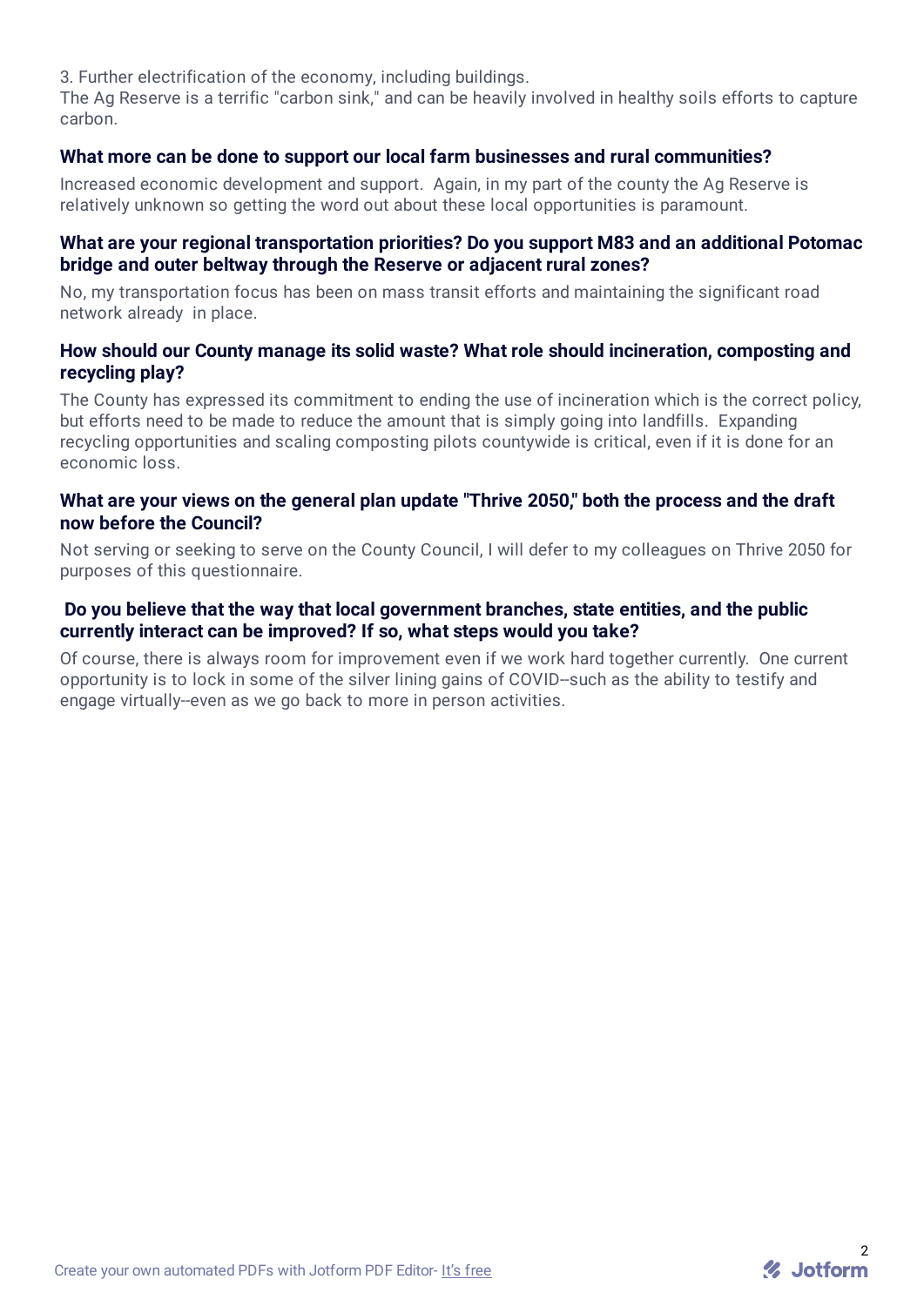3. Further electrification of the economy, including buildings.
The Ag Reserve is a terrific "carbon sink," and can be heavily involved in healthy soils efforts to capture carbon.

**What more can be done to support our local farm businesses and rural communities?**

Increased economic development and support.  Again, in my part of the county the Ag Reserve is relatively unknown so getting the word out about these local opportunities is paramount.

**What are your regional transportation priorities? Do you support M83 and an additional Potomac bridge and outer beltway through the Reserve or adjacent rural zones?**

No, my transportation focus has been on mass transit efforts and maintaining the significant road network already  in place.

**How should our County manage its solid waste? What role should incineration, composting and recycling play?**

The County has expressed its commitment to ending the use of incineration which is the correct policy, but efforts need to be made to reduce the amount that is simply going into landfills.  Expanding recycling opportunities and scaling composting pilots countywide is critical, even if it is done for an economic loss.

**What are your views on the general plan update "Thrive 2050," both the process and the draft now before the Council?**

Not serving or seeking to serve on the County Council, I will defer to my colleagues on Thrive 2050 for purposes of this questionnaire.

**Do you believe that the way that local government branches, state entities, and the public currently interact can be improved? If so, what steps would you take?**

Of course, there is always room for improvement even if we work hard together currently.  One current opportunity is to lock in some of the silver lining gains of COVID--such as the ability to testify and engage virtually--even as we go back to more in person activities.